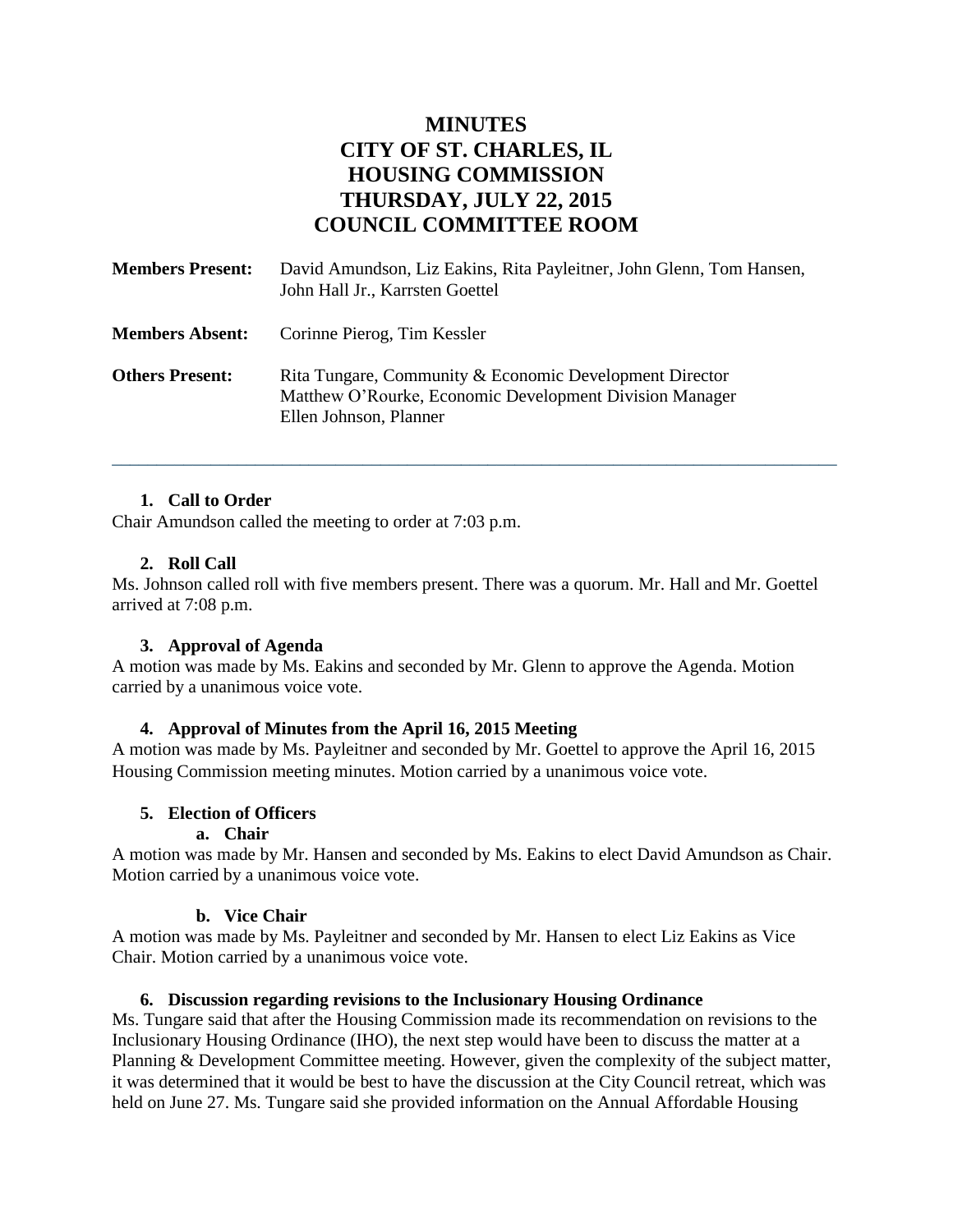# MINUTES
# CITY OF ST. CHARLES, IL
# HOUSING COMMISSION
# THURSDAY, JULY 22, 2015
# COUNCIL COMMITTEE ROOM

**Members Present:** David Amundson, Liz Eakins, Rita Payleitner, John Glenn, Tom Hansen, John Hall Jr., Karrsten Goettel

**Members Absent:** Corinne Pierog, Tim Kessler

**Others Present:** Rita Tungare, Community & Economic Development Director
Matthew O'Rourke, Economic Development Division Manager
Ellen Johnson, Planner

---

1. **Call to Order**

Chair Amundson called the meeting to order at 7:03 p.m.

2. **Roll Call**

Ms. Johnson called roll with five members present. There was a quorum. Mr. Hall and Mr. Goettel arrived at 7:08 p.m.

3. **Approval of Agenda**

A motion was made by Ms. Eakins and seconded by Mr. Glenn to approve the Agenda. Motion carried by a unanimous voice vote.

4. **Approval of Minutes from the April 16, 2015 Meeting**

A motion was made by Ms. Payleitner and seconded by Mr. Goettel to approve the April 16, 2015 Housing Commission meeting minutes. Motion carried by a unanimous voice vote.

5. **Election of Officers**

   a. **Chair**

A motion was made by Mr. Hansen and seconded by Ms. Eakins to elect David Amundson as Chair. Motion carried by a unanimous voice vote.

   b. **Vice Chair**

A motion was made by Ms. Payleitner and seconded by Mr. Hansen to elect Liz Eakins as Vice Chair. Motion carried by a unanimous voice vote.

6. **Discussion regarding revisions to the Inclusionary Housing Ordinance**

Ms. Tungare said that after the Housing Commission made its recommendation on revisions to the Inclusionary Housing Ordinance (IHO), the next step would have been to discuss the matter at a Planning & Development Committee meeting. However, given the complexity of the subject matter, it was determined that it would be best to have the discussion at the City Council retreat, which was held on June 27. Ms. Tungare said she provided information on the Annual Affordable Housing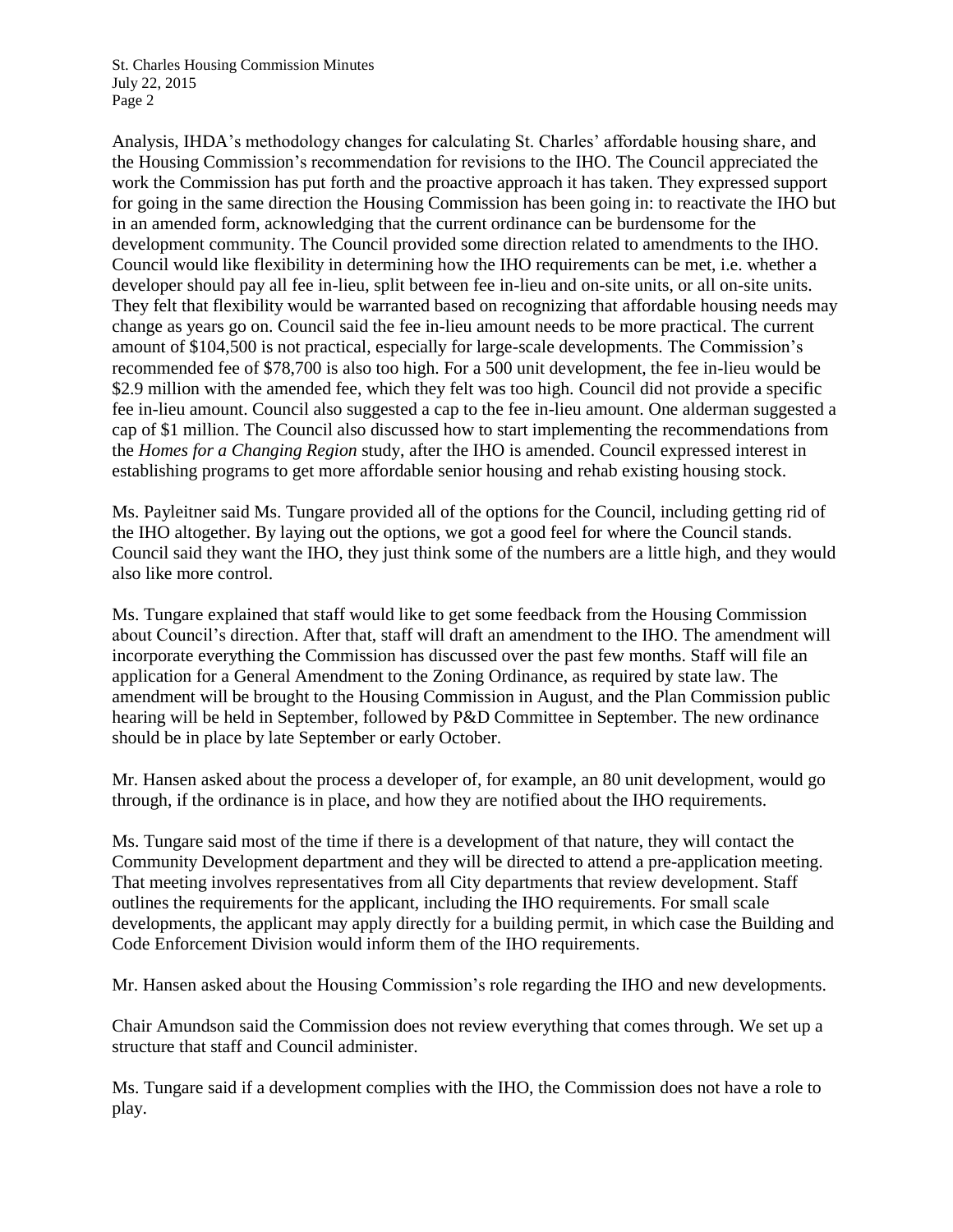Analysis, IHDA's methodology changes for calculating St. Charles' affordable housing share, and the Housing Commission's recommendation for revisions to the IHO. The Council appreciated the work the Commission has put forth and the proactive approach it has taken. They expressed support for going in the same direction the Housing Commission has been going in: to reactivate the IHO but in an amended form, acknowledging that the current ordinance can be burdensome for the development community. The Council provided some direction related to amendments to the IHO. Council would like flexibility in determining how the IHO requirements can be met, i.e. whether a developer should pay all fee in-lieu, split between fee in-lieu and on-site units, or all on-site units. They felt that flexibility would be warranted based on recognizing that affordable housing needs may change as years go on. Council said the fee in-lieu amount needs to be more practical. The current amount of $104,500 is not practical, especially for large-scale developments. The Commission's recommended fee of $78,700 is also too high. For a 500 unit development, the fee in-lieu would be $2.9 million with the amended fee, which they felt was too high. Council did not provide a specific fee in-lieu amount. Council also suggested a cap to the fee in-lieu amount. One alderman suggested a cap of $1 million. The Council also discussed how to start implementing the recommendations from the *Homes for a Changing Region* study, after the IHO is amended. Council expressed interest in establishing programs to get more affordable senior housing and rehab existing housing stock.

Ms. Payleitner said Ms. Tungare provided all of the options for the Council, including getting rid of the IHO altogether. By laying out the options, we got a good feel for where the Council stands. Council said they want the IHO, they just think some of the numbers are a little high, and they would also like more control.

Ms. Tungare explained that staff would like to get some feedback from the Housing Commission about Council's direction. After that, staff will draft an amendment to the IHO. The amendment will incorporate everything the Commission has discussed over the past few months. Staff will file an application for a General Amendment to the Zoning Ordinance, as required by state law. The amendment will be brought to the Housing Commission in August, and the Plan Commission public hearing will be held in September, followed by P&D Committee in September. The new ordinance should be in place by late September or early October.

Mr. Hansen asked about the process a developer of, for example, an 80 unit development, would go through, if the ordinance is in place, and how they are notified about the IHO requirements.

Ms. Tungare said most of the time if there is a development of that nature, they will contact the Community Development department and they will be directed to attend a pre-application meeting. That meeting involves representatives from all City departments that review development. Staff outlines the requirements for the applicant, including the IHO requirements. For small scale developments, the applicant may apply directly for a building permit, in which case the Building and Code Enforcement Division would inform them of the IHO requirements.

Mr. Hansen asked about the Housing Commission's role regarding the IHO and new developments.

Chair Amundson said the Commission does not review everything that comes through. We set up a structure that staff and Council administer.

Ms. Tungare said if a development complies with the IHO, the Commission does not have a role to play.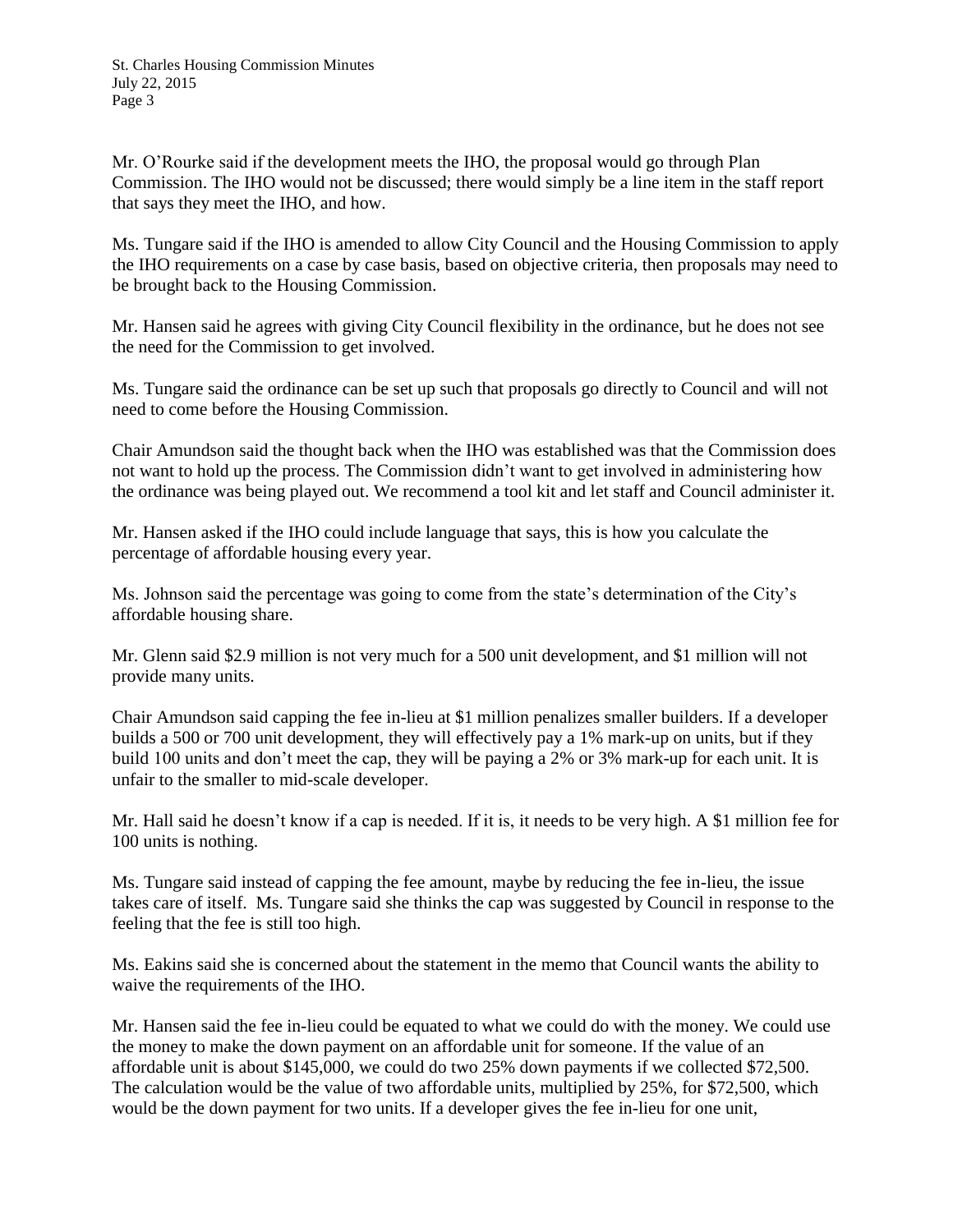Mr. O'Rourke said if the development meets the IHO, the proposal would go through Plan Commission. The IHO would not be discussed; there would simply be a line item in the staff report that says they meet the IHO, and how.

Ms. Tungare said if the IHO is amended to allow City Council and the Housing Commission to apply the IHO requirements on a case by case basis, based on objective criteria, then proposals may need to be brought back to the Housing Commission.

Mr. Hansen said he agrees with giving City Council flexibility in the ordinance, but he does not see the need for the Commission to get involved.

Ms. Tungare said the ordinance can be set up such that proposals go directly to Council and will not need to come before the Housing Commission.

Chair Amundson said the thought back when the IHO was established was that the Commission does not want to hold up the process. The Commission didn't want to get involved in administering how the ordinance was being played out. We recommend a tool kit and let staff and Council administer it.

Mr. Hansen asked if the IHO could include language that says, this is how you calculate the percentage of affordable housing every year.

Ms. Johnson said the percentage was going to come from the state's determination of the City's affordable housing share.

Mr. Glenn said $2.9 million is not very much for a 500 unit development, and $1 million will not provide many units.

Chair Amundson said capping the fee in-lieu at $1 million penalizes smaller builders. If a developer builds a 500 or 700 unit development, they will effectively pay a 1% mark-up on units, but if they build 100 units and don't meet the cap, they will be paying a 2% or 3% mark-up for each unit. It is unfair to the smaller to mid-scale developer.

Mr. Hall said he doesn't know if a cap is needed. If it is, it needs to be very high. A $1 million fee for 100 units is nothing.

Ms. Tungare said instead of capping the fee amount, maybe by reducing the fee in-lieu, the issue takes care of itself. Ms. Tungare said she thinks the cap was suggested by Council in response to the feeling that the fee is still too high.

Ms. Eakins said she is concerned about the statement in the memo that Council wants the ability to waive the requirements of the IHO.

Mr. Hansen said the fee in-lieu could be equated to what we could do with the money. We could use the money to make the down payment on an affordable unit for someone. If the value of an affordable unit is about $145,000, we could do two 25% down payments if we collected $72,500. The calculation would be the value of two affordable units, multiplied by 25%, for $72,500, which would be the down payment for two units. If a developer gives the fee in-lieu for one unit,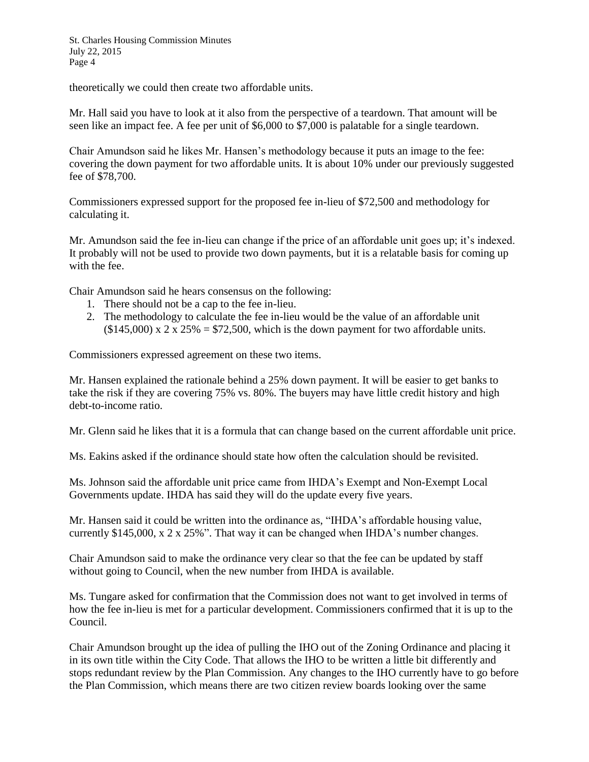theoretically we could then create two affordable units.

Mr. Hall said you have to look at it also from the perspective of a teardown. That amount will be seen like an impact fee. A fee per unit of $6,000 to $7,000 is palatable for a single teardown.

Chair Amundson said he likes Mr. Hansen's methodology because it puts an image to the fee: covering the down payment for two affordable units. It is about 10% under our previously suggested fee of $78,700.

Commissioners expressed support for the proposed fee in-lieu of $72,500 and methodology for calculating it.

Mr. Amundson said the fee in-lieu can change if the price of an affordable unit goes up; it's indexed. It probably will not be used to provide two down payments, but it is a relatable basis for coming up with the fee.

Chair Amundson said he hears consensus on the following:

1. There should not be a cap to the fee in-lieu.
2. The methodology to calculate the fee in-lieu would be the value of an affordable unit ($145,000) x 2 x 25% = $72,500, which is the down payment for two affordable units.

Commissioners expressed agreement on these two items.

Mr. Hansen explained the rationale behind a 25% down payment. It will be easier to get banks to take the risk if they are covering 75% vs. 80%. The buyers may have little credit history and high debt-to-income ratio.

Mr. Glenn said he likes that it is a formula that can change based on the current affordable unit price.

Ms. Eakins asked if the ordinance should state how often the calculation should be revisited.

Ms. Johnson said the affordable unit price came from IHDA's Exempt and Non-Exempt Local Governments update. IHDA has said they will do the update every five years.

Mr. Hansen said it could be written into the ordinance as, "IHDA's affordable housing value, currently $145,000, x 2 x 25%". That way it can be changed when IHDA's number changes.

Chair Amundson said to make the ordinance very clear so that the fee can be updated by staff without going to Council, when the new number from IHDA is available.

Ms. Tungare asked for confirmation that the Commission does not want to get involved in terms of how the fee in-lieu is met for a particular development. Commissioners confirmed that it is up to the Council.

Chair Amundson brought up the idea of pulling the IHO out of the Zoning Ordinance and placing it in its own title within the City Code. That allows the IHO to be written a little bit differently and stops redundant review by the Plan Commission. Any changes to the IHO currently have to go before the Plan Commission, which means there are two citizen review boards looking over the same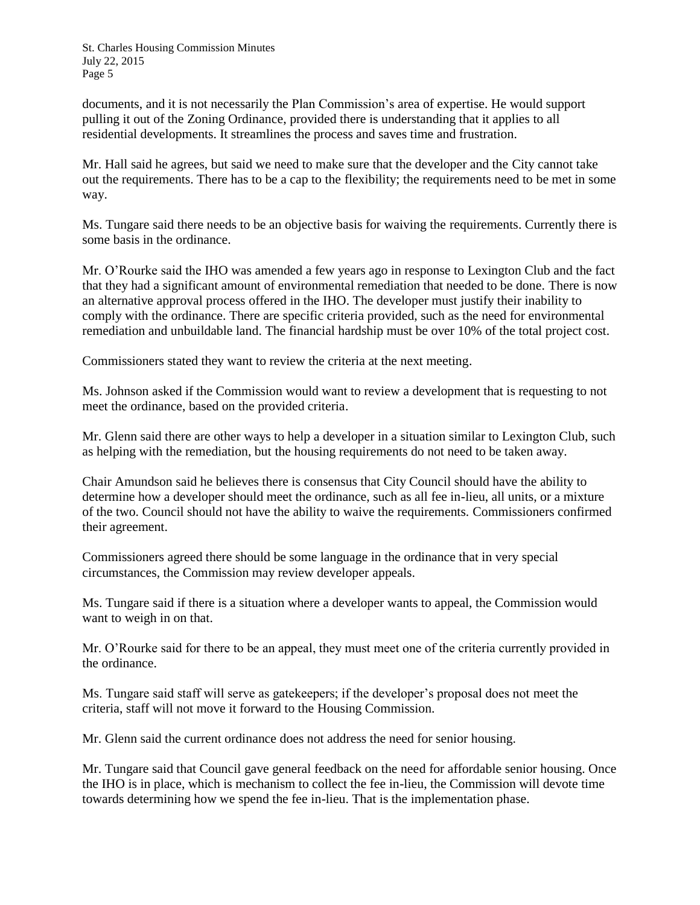documents, and it is not necessarily the Plan Commission's area of expertise. He would support pulling it out of the Zoning Ordinance, provided there is understanding that it applies to all residential developments. It streamlines the process and saves time and frustration.

Mr. Hall said he agrees, but said we need to make sure that the developer and the City cannot take out the requirements. There has to be a cap to the flexibility; the requirements need to be met in some way.

Ms. Tungare said there needs to be an objective basis for waiving the requirements. Currently there is some basis in the ordinance.

Mr. O'Rourke said the IHO was amended a few years ago in response to Lexington Club and the fact that they had a significant amount of environmental remediation that needed to be done. There is now an alternative approval process offered in the IHO. The developer must justify their inability to comply with the ordinance. There are specific criteria provided, such as the need for environmental remediation and unbuildable land. The financial hardship must be over 10% of the total project cost.

Commissioners stated they want to review the criteria at the next meeting.

Ms. Johnson asked if the Commission would want to review a development that is requesting to not meet the ordinance, based on the provided criteria.

Mr. Glenn said there are other ways to help a developer in a situation similar to Lexington Club, such as helping with the remediation, but the housing requirements do not need to be taken away.

Chair Amundson said he believes there is consensus that City Council should have the ability to determine how a developer should meet the ordinance, such as all fee in-lieu, all units, or a mixture of the two. Council should not have the ability to waive the requirements. Commissioners confirmed their agreement.

Commissioners agreed there should be some language in the ordinance that in very special circumstances, the Commission may review developer appeals.

Ms. Tungare said if there is a situation where a developer wants to appeal, the Commission would want to weigh in on that.

Mr. O'Rourke said for there to be an appeal, they must meet one of the criteria currently provided in the ordinance.

Ms. Tungare said staff will serve as gatekeepers; if the developer's proposal does not meet the criteria, staff will not move it forward to the Housing Commission.

Mr. Glenn said the current ordinance does not address the need for senior housing.

Mr. Tungare said that Council gave general feedback on the need for affordable senior housing. Once the IHO is in place, which is mechanism to collect the fee in-lieu, the Commission will devote time towards determining how we spend the fee in-lieu. That is the implementation phase.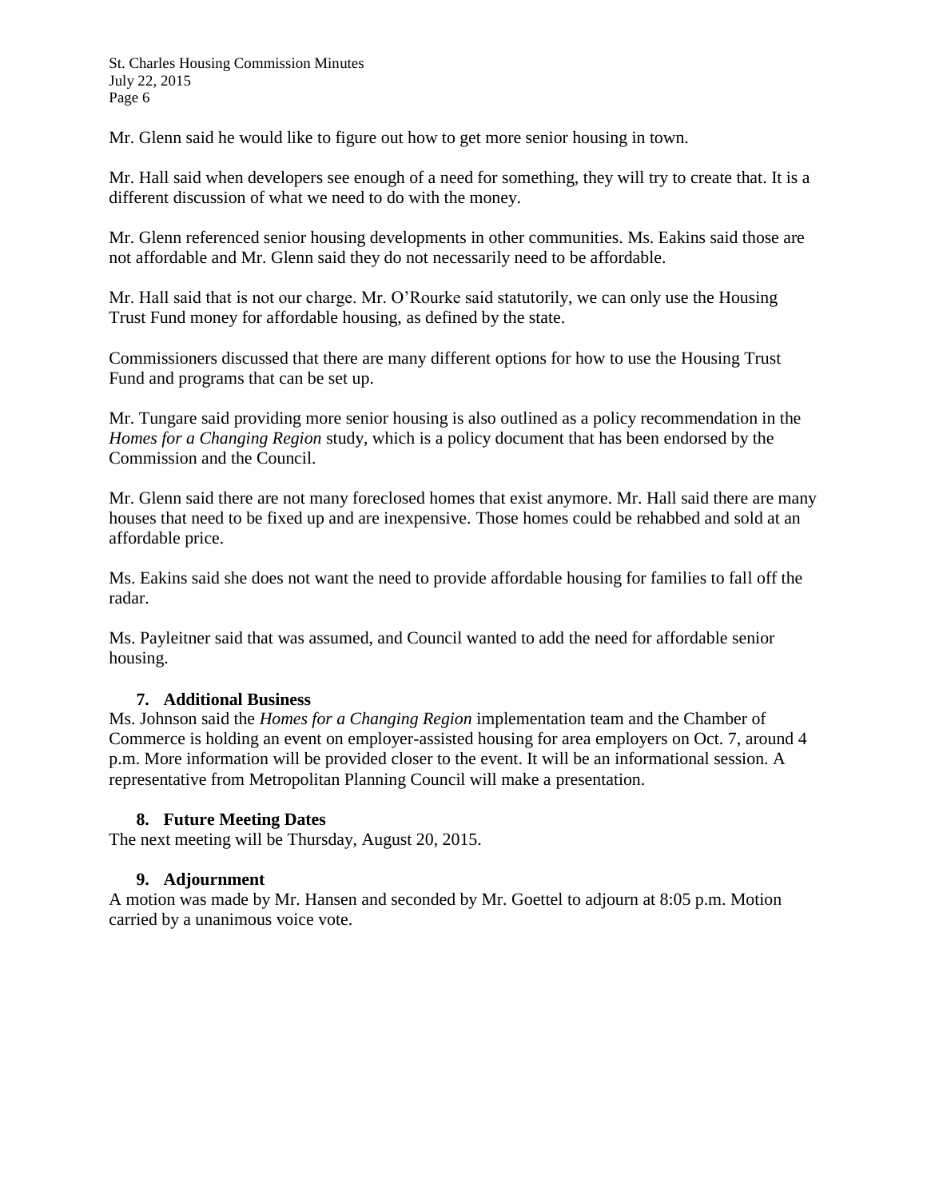Mr. Glenn said he would like to figure out how to get more senior housing in town.

Mr. Hall said when developers see enough of a need for something, they will try to create that. It is a different discussion of what we need to do with the money.

Mr. Glenn referenced senior housing developments in other communities. Ms. Eakins said those are not affordable and Mr. Glenn said they do not necessarily need to be affordable.

Mr. Hall said that is not our charge. Mr. O'Rourke said statutorily, we can only use the Housing Trust Fund money for affordable housing, as defined by the state.

Commissioners discussed that there are many different options for how to use the Housing Trust Fund and programs that can be set up.

Mr. Tungare said providing more senior housing is also outlined as a policy recommendation in the *Homes for a Changing Region* study, which is a policy document that has been endorsed by the Commission and the Council.

Mr. Glenn said there are not many foreclosed homes that exist anymore. Mr. Hall said there are many houses that need to be fixed up and are inexpensive. Those homes could be rehabbed and sold at an affordable price.

Ms. Eakins said she does not want the need to provide affordable housing for families to fall off the radar.

Ms. Payleitner said that was assumed, and Council wanted to add the need for affordable senior housing.

**7. Additional Business**

Ms. Johnson said the *Homes for a Changing Region* implementation team and the Chamber of Commerce is holding an event on employer-assisted housing for area employers on Oct. 7, around 4 p.m. More information will be provided closer to the event. It will be an informational session. A representative from Metropolitan Planning Council will make a presentation.

**8. Future Meeting Dates**

The next meeting will be Thursday, August 20, 2015.

**9. Adjournment**

A motion was made by Mr. Hansen and seconded by Mr. Goettel to adjourn at 8:05 p.m. Motion carried by a unanimous voice vote.